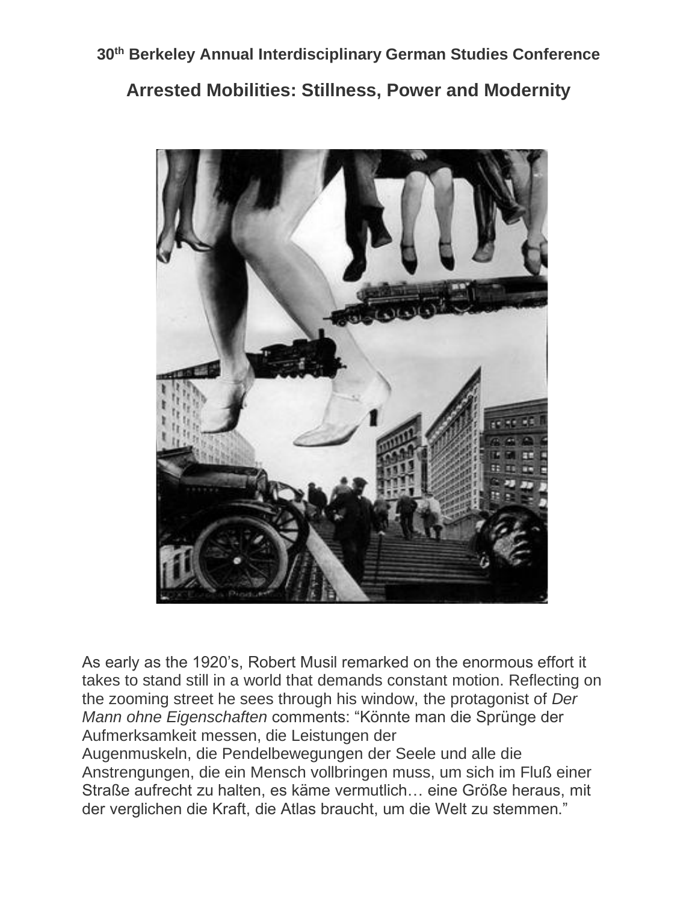**30th Berkeley Annual Interdisciplinary German Studies Conference**

## Arrested Mobilities: Stillness, Power and Modernity

As early as the 1920's, Robert Musil remarked on the enormous effort it takes to stand still in a world that demands constant motion. Reflecting on the zooming street he sees through his window, the protagonist of *Der Mann ohne Eigenschaften* comments: "Könnte man die Sprünge der Aufmerksamkeit messen, die Leistungen der Augenmuskeln, die Pendelbewegungen der Seele und alle die Anstrengungen, die ein Mensch vollbringen muss, um sich im Fluß einer Straße aufrecht zu halten, es käme vermutlich… eine Größe heraus, mit der verglichen die Kraft, die Atlas braucht, um die Welt zu stemmen."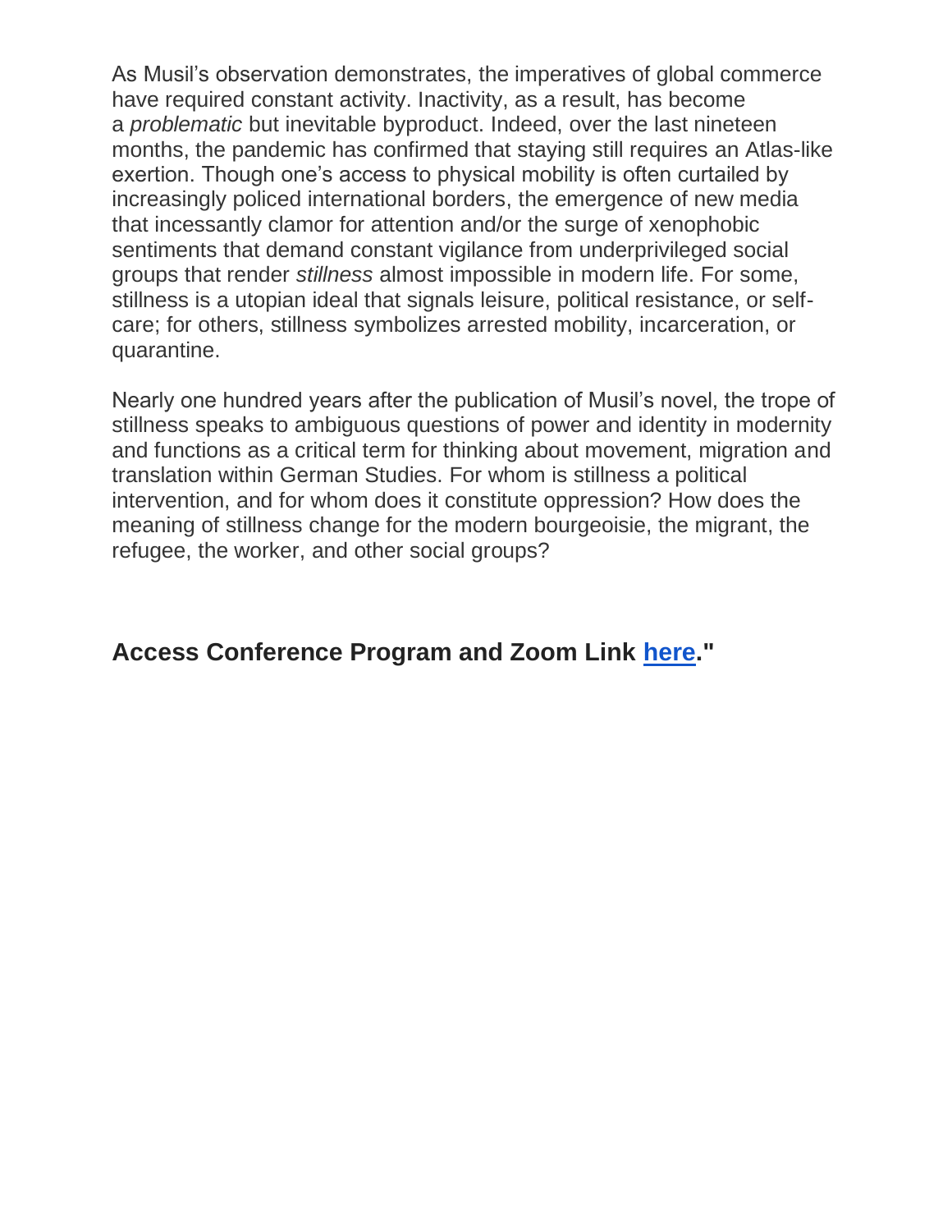As Musil's observation demonstrates, the imperatives of global commerce have required constant activity. Inactivity, as a result, has become a *problematic* but inevitable byproduct. Indeed, over the last nineteen months, the pandemic has confirmed that staying still requires an Atlas-like exertion. Though one's access to physical mobility is often curtailed by increasingly policed international borders, the emergence of new media that incessantly clamor for attention and/or the surge of xenophobic sentiments that demand constant vigilance from underprivileged social groups that render *stillness* almost impossible in modern life. For some, stillness is a utopian ideal that signals leisure, political resistance, or self-care; for others, stillness symbolizes arrested mobility, incarceration, or quarantine.

Nearly one hundred years after the publication of Musil's novel, the trope of stillness speaks to ambiguous questions of power and identity in modernity and functions as a critical term for thinking about movement, migration and translation within German Studies. For whom is stillness a political intervention, and for whom does it constitute oppression? How does the meaning of stillness change for the modern bourgeoisie, the migrant, the refugee, the worker, and other social groups?

**Access Conference Program and Zoom Link [here](#)."**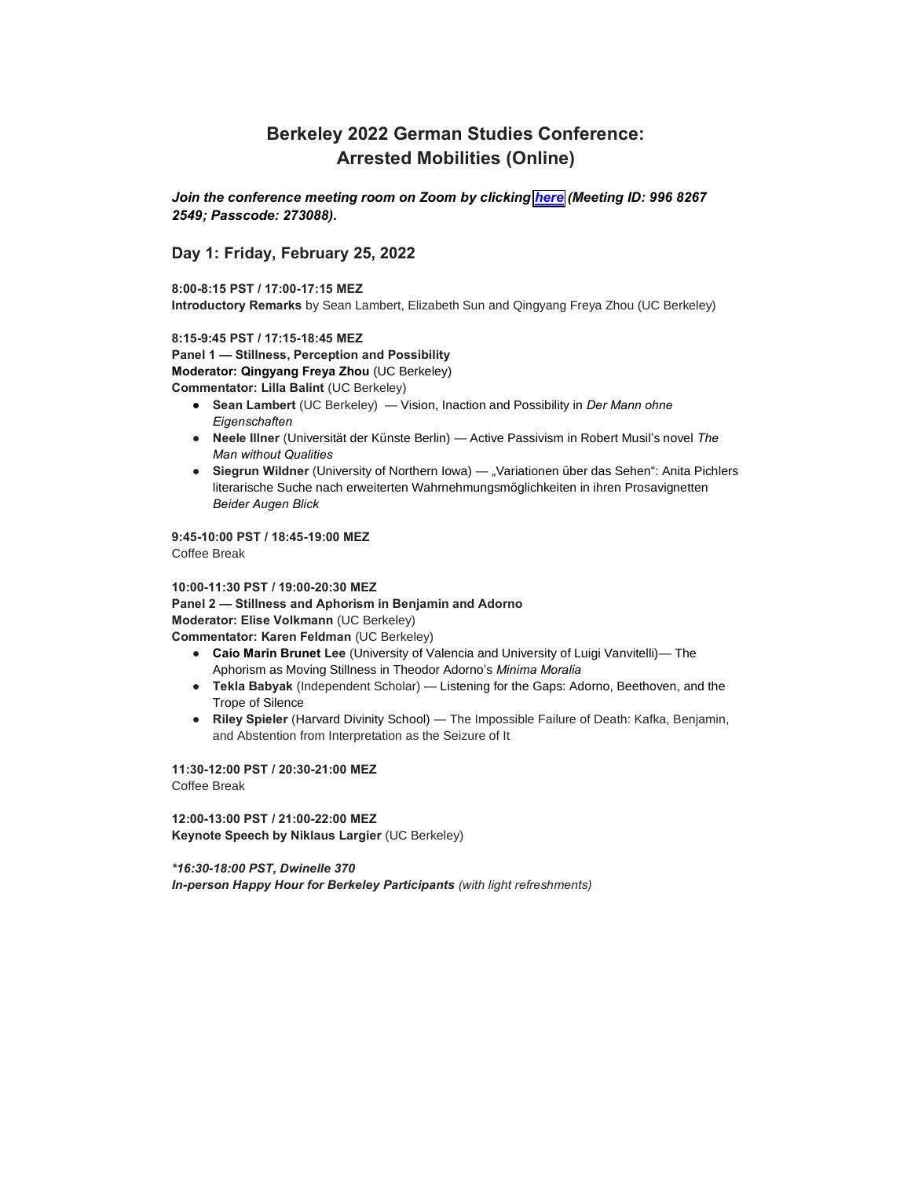# Berkeley 2022 German Studies Conference: Arrested Mobilities (Online)

***Join the conference meeting room on Zoom by clicking here (Meeting ID: 996 8267 2549; Passcode: 273088).***

## Day 1: Friday, February 25, 2022

**8:00-8:15 PST / 17:00-17:15 MEZ**
**Introductory Remarks** by Sean Lambert, Elizabeth Sun and Qingyang Freya Zhou (UC Berkeley)

**8:15-9:45 PST / 17:15-18:45 MEZ**
**Panel 1 — Stillness, Perception and Possibility**
**Moderator: Qingyang Freya Zhou** (UC Berkeley)
**Commentator: Lilla Balint** (UC Berkeley)

- **Sean Lambert** (UC Berkeley) — Vision, Inaction and Possibility in *Der Mann ohne Eigenschaften*
- **Neele Illner** (Universität der Künste Berlin) — Active Passivism in Robert Musil's novel *The Man without Qualities*
- **Siegrun Wildner** (University of Northern Iowa) — „Variationen über das Sehen": Anita Pichlers literarische Suche nach erweiterten Wahrnehmungsmöglichkeiten in ihren Prosavignetten *Beider Augen Blick*

**9:45-10:00 PST / 18:45-19:00 MEZ**
Coffee Break

**10:00-11:30 PST / 19:00-20:30 MEZ**
**Panel 2 — Stillness and Aphorism in Benjamin and Adorno**
**Moderator: Elise Volkmann** (UC Berkeley)
**Commentator: Karen Feldman** (UC Berkeley)

- **Caio Marin Brunet** Lee (University of Valencia and University of Luigi Vanvitelli)— The Aphorism as Moving Stillness in Theodor Adorno's *Minima Moralia*
- **Tekla Babyak** (Independent Scholar) — Listening for the Gaps: Adorno, Beethoven, and the Trope of Silence
- **Riley Spieler** (Harvard Divinity School) — The Impossible Failure of Death: Kafka, Benjamin, and Abstention from Interpretation as the Seizure of It

**11:30-12:00 PST / 20:30-21:00 MEZ**
Coffee Break

**12:00-13:00 PST / 21:00-22:00 MEZ**
**Keynote Speech by Niklaus Largier** (UC Berkeley)

***\*16:30-18:00 PST, Dwinelle 370***
***In-person Happy Hour for Berkeley Participants** (with light refreshments)*